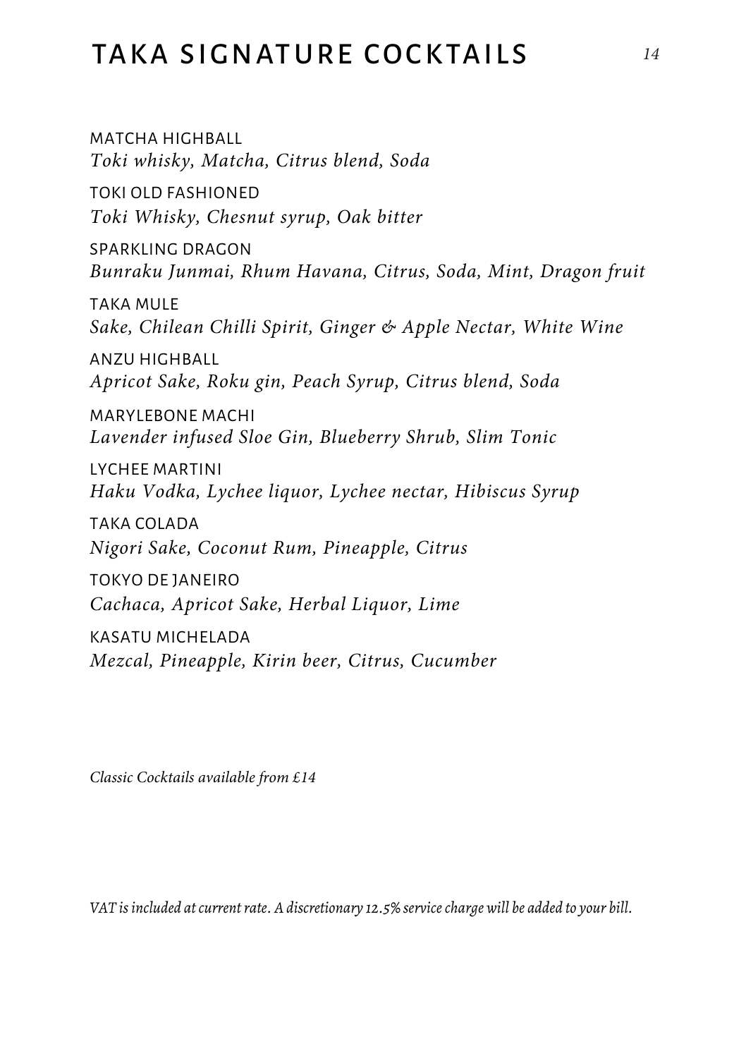# TAKA SIGNATURE COCKTAILS

14

MATCHA HIGHBALL
*Toki whisky, Matcha, Citrus blend, Soda*

TOKI OLD FASHIONED
*Toki Whisky, Chesnut syrup, Oak bitter*

SPARKLING DRAGON
*Bunraku Junmai, Rhum Havana, Citrus, Soda, Mint, Dragon fruit*

TAKA MULE
*Sake, Chilean Chilli Spirit, Ginger & Apple Nectar, White Wine*

ANZU HIGHBALL
*Apricot Sake, Roku gin, Peach Syrup, Citrus blend, Soda*

MARYLEBONE MACHI
*Lavender infused Sloe Gin, Blueberry Shrub, Slim Tonic*

LYCHEE MARTINI
*Haku Vodka, Lychee liquor, Lychee nectar, Hibiscus Syrup*

TAKA COLADA
*Nigori Sake, Coconut Rum, Pineapple, Citrus*

TOKYO DE JANEIRO
*Cachaca, Apricot Sake, Herbal Liquor, Lime*

KASATU MICHELADA
*Mezcal, Pineapple, Kirin beer, Citrus, Cucumber*

*Classic Cocktails available from £14*

*VAT is included at current rate. A discretionary 12.5% service charge will be added to your bill.*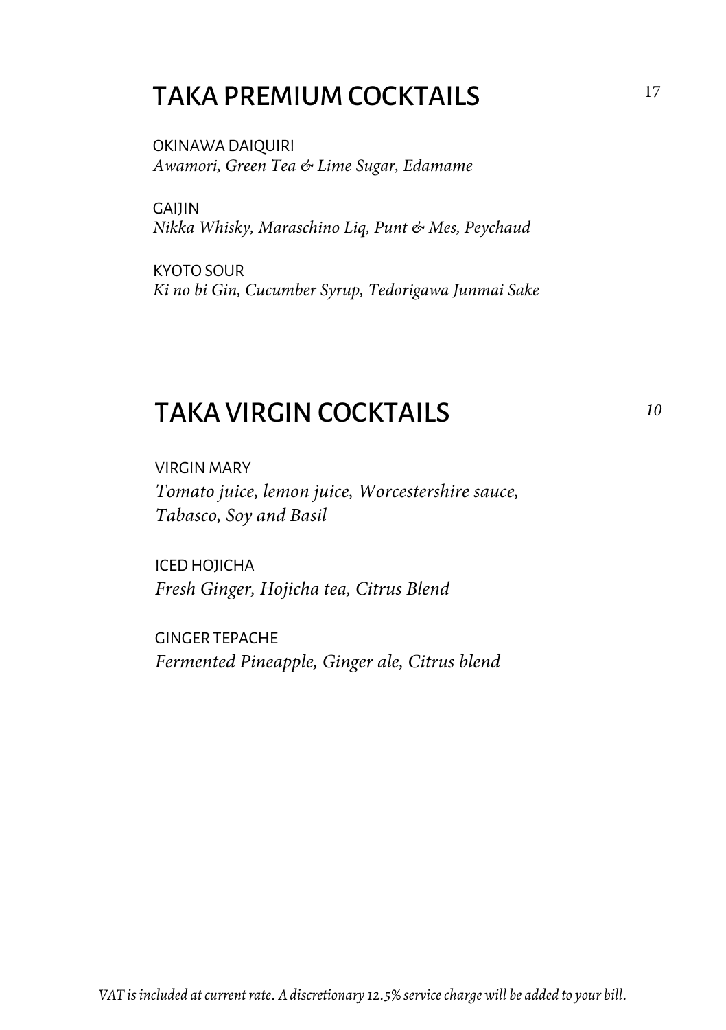## TAKA PREMIUM COCKTAILS 17

OKINAWA DAIQUIRI
*Awamori, Green Tea & Lime Sugar, Edamame*

GAIJIN
*Nikka Whisky, Maraschino Liq, Punt & Mes, Peychaud*

KYOTO SOUR
*Ki no bi Gin, Cucumber Syrup, Tedorigawa Junmai Sake*

## TAKA VIRGIN COCKTAILS *10*

VIRGIN MARY
*Tomato juice, lemon juice, Worcestershire sauce, Tabasco, Soy and Basil*

ICED HOJICHA
*Fresh Ginger, Hojicha tea, Citrus Blend*

GINGER TEPACHE
*Fermented Pineapple, Ginger ale, Citrus blend*

*VAT is included at current rate. A discretionary 12.5% service charge will be added to your bill.*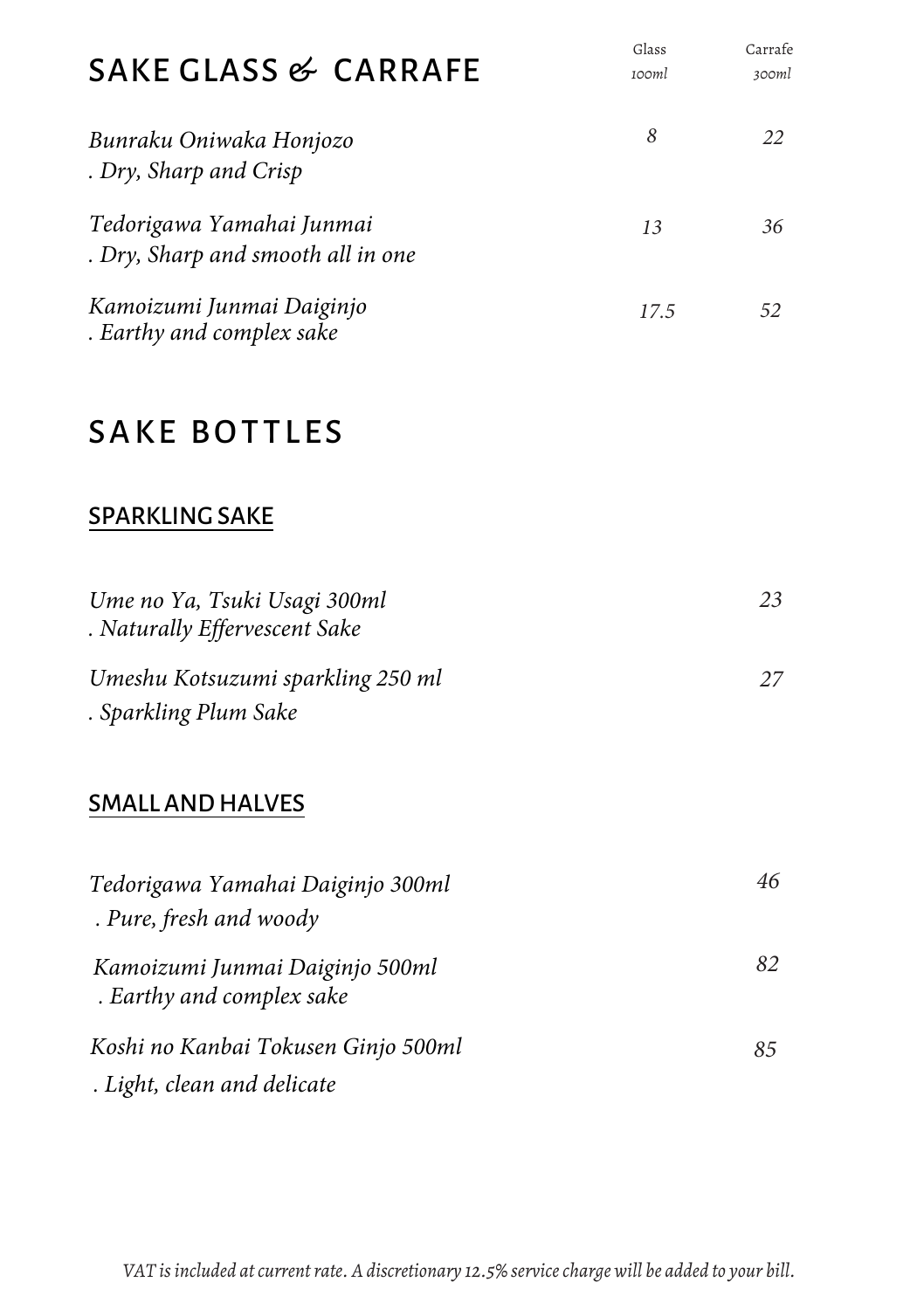## SAKE GLASS & CARRAFE

| | Glass *100ml* | Carrafe *300ml* |
|---|---|---|
| *Bunraku Oniwaka Honjozo* *. Dry, Sharp and Crisp* | *8* | *22* |
| *Tedorigawa Yamahai Junmai* *. Dry, Sharp and smooth all in one* | *13* | *36* |
| *Kamoizumi Junmai Daiginjo* *. Earthy and complex sake* | *17.5* | *52* |

# SAKE BOTTLES

### SPARKLING SAKE

| | |
|---|---|
| *Ume no Ya, Tsuki Usagi 300ml* *. Naturally Effervescent Sake* | *23* |
| *Umeshu Kotsuzumi sparkling 250 ml* *. Sparkling Plum Sake* | *27* |

### SMALL AND HALVES

| | |
|---|---|
| *Tedorigawa Yamahai Daiginjo 300ml* *. Pure, fresh and woody* | *46* |
| *Kamoizumi Junmai Daiginjo 500ml* *. Earthy and complex sake* | *82* |
| *Koshi no Kanbai Tokusen Ginjo 500ml* *. Light, clean and delicate* | *85* |

*VAT is included at current rate. A discretionary 12.5% service charge will be added to your bill.*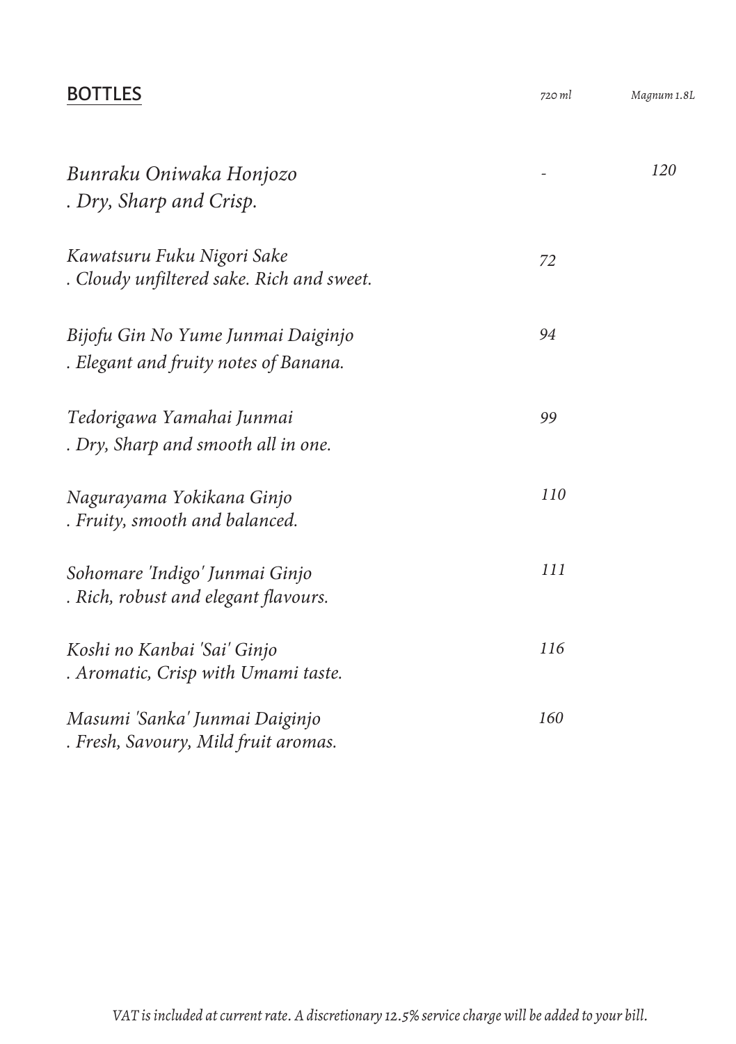## BOTTLES

| | 720 ml | Magnum 1.8L |
|---|---|---|
| *Bunraku Oniwaka Honjozo*<br>*. Dry, Sharp and Crisp.* | - | 120 |
| *Kawatsuru Fuku Nigori Sake*<br>*. Cloudy unfiltered sake. Rich and sweet.* | 72 | |
| *Bijofu Gin No Yume Junmai Daiginjo*<br>*. Elegant and fruity notes of Banana.* | 94 | |
| *Tedorigawa Yamahai Junmai*<br>*. Dry, Sharp and smooth all in one.* | 99 | |
| *Nagurayama Yokikana Ginjo*<br>*. Fruity, smooth and balanced.* | 110 | |
| *Sohomare 'Indigo' Junmai Ginjo*<br>*. Rich, robust and elegant flavours.* | 111 | |
| *Koshi no Kanbai 'Sai' Ginjo*<br>*. Aromatic, Crisp with Umami taste.* | 116 | |
| *Masumi 'Sanka' Junmai Daiginjo*<br>*. Fresh, Savoury, Mild fruit aromas.* | 160 | |

*VAT is included at current rate. A discretionary 12.5% service charge will be added to your bill.*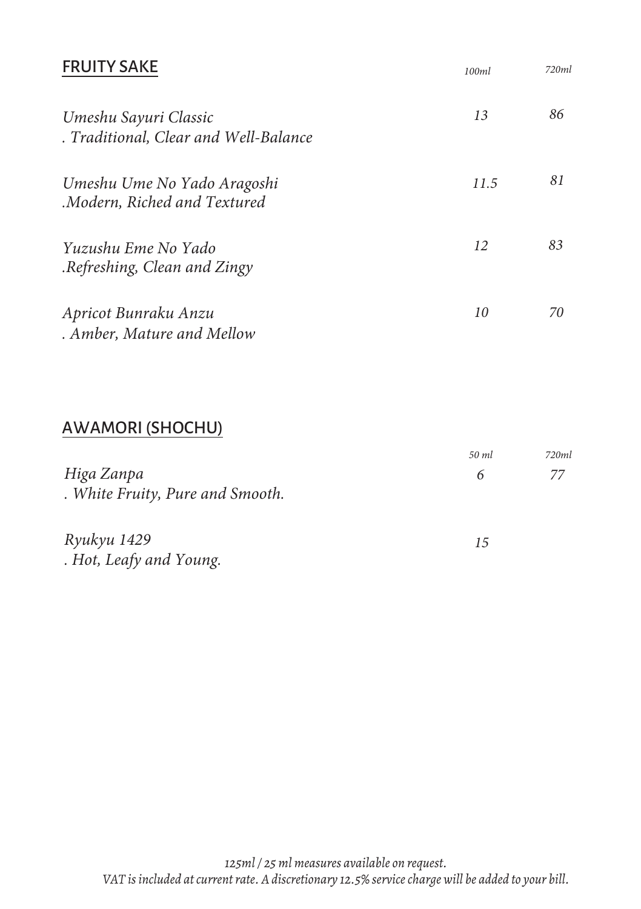## FRUITY SAKE

| | 100ml | 720ml |
|---|---|---|
| *Umeshu Sayuri Classic*<br>*. Traditional, Clear and Well-Balance* | *13* | *86* |
| *Umeshu Ume No Yado Aragoshi*<br>*.Modern, Riched and Textured* | *11.5* | *81* |
| *Yuzushu Eme No Yado*<br>*.Refreshing, Clean and Zingy* | *12* | *83* |
| *Apricot Bunraku Anzu*<br>*. Amber, Mature and Mellow* | *10* | *70* |

## AWAMORI (SHOCHU)

| | 50 ml | 720ml |
|---|---|---|
| *Higa Zanpa*<br>*. White Fruity, Pure and Smooth.* | *6* | *77* |
| *Ryukyu 1429*<br>*. Hot, Leafy and Young.* | *15* | |

*125ml / 25 ml measures available on request.*
*VAT is included at current rate. A discretionary 12.5% service charge will be added to your bill.*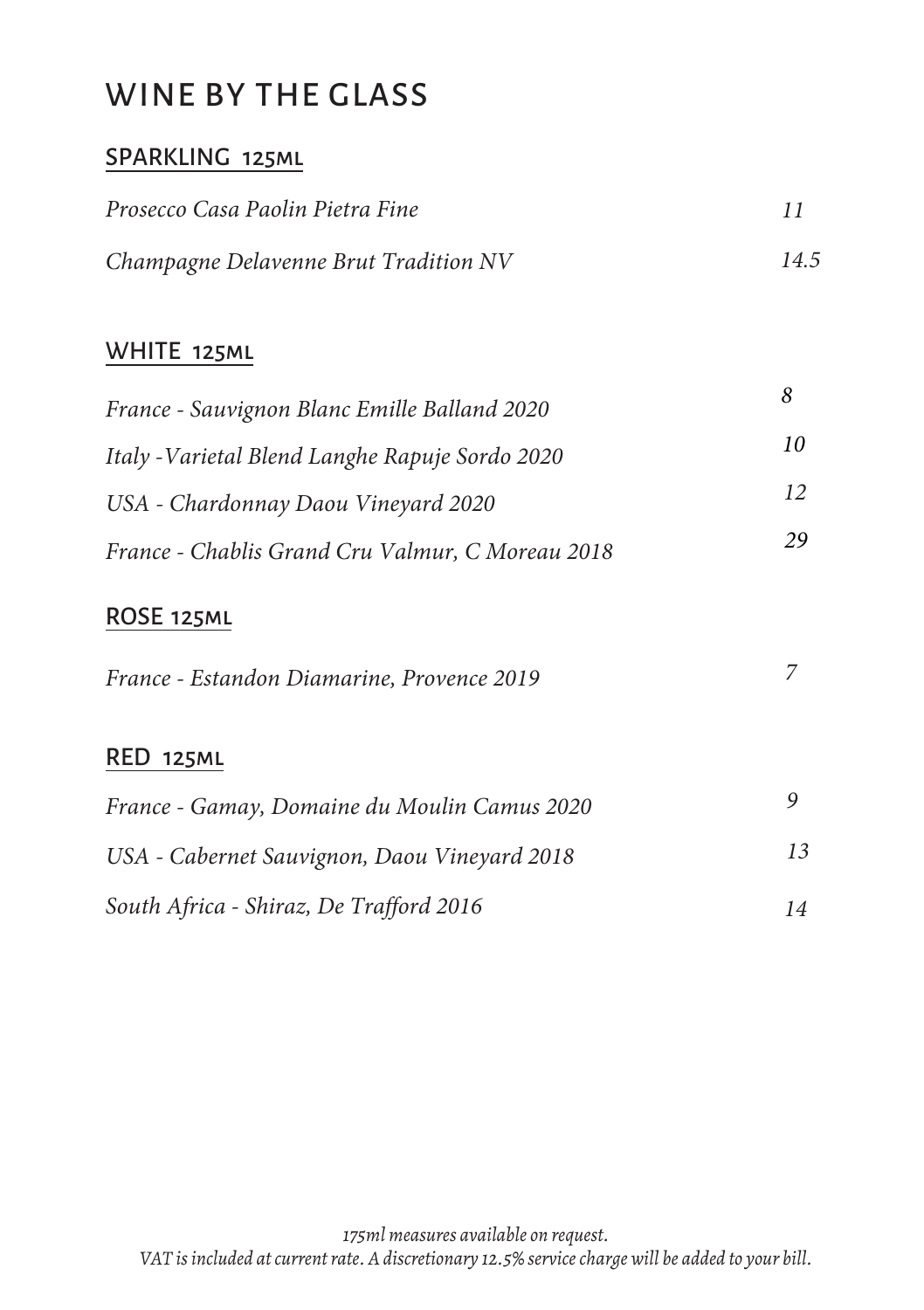# WINE BY THE GLASS

## SPARKLING 125ML

| | |
|---|---|
| *Prosecco Casa Paolin Pietra Fine* | *11* |
| *Champagne Delavenne Brut Tradition NV* | *14.5* |

## WHITE 125ML

| | |
|---|---|
| *France - Sauvignon Blanc Emille Balland 2020* | *8* |
| *Italy -Varietal Blend Langhe Rapuje Sordo 2020* | *10* |
| *USA - Chardonnay Daou Vineyard 2020* | *12* |
| *France - Chablis Grand Cru Valmur, C Moreau 2018* | *29* |

## ROSE 125ML

| | |
|---|---|
| *France - Estandon Diamarine, Provence 2019* | *7* |

## RED 125ML

| | |
|---|---|
| *France - Gamay, Domaine du Moulin Camus 2020* | *9* |
| *USA - Cabernet Sauvignon, Daou Vineyard 2018* | *13* |
| *South Africa - Shiraz, De Trafford 2016* | *14* |

*175ml measures available on request.*
*VAT is included at current rate. A discretionary 12.5% service charge will be added to your bill.*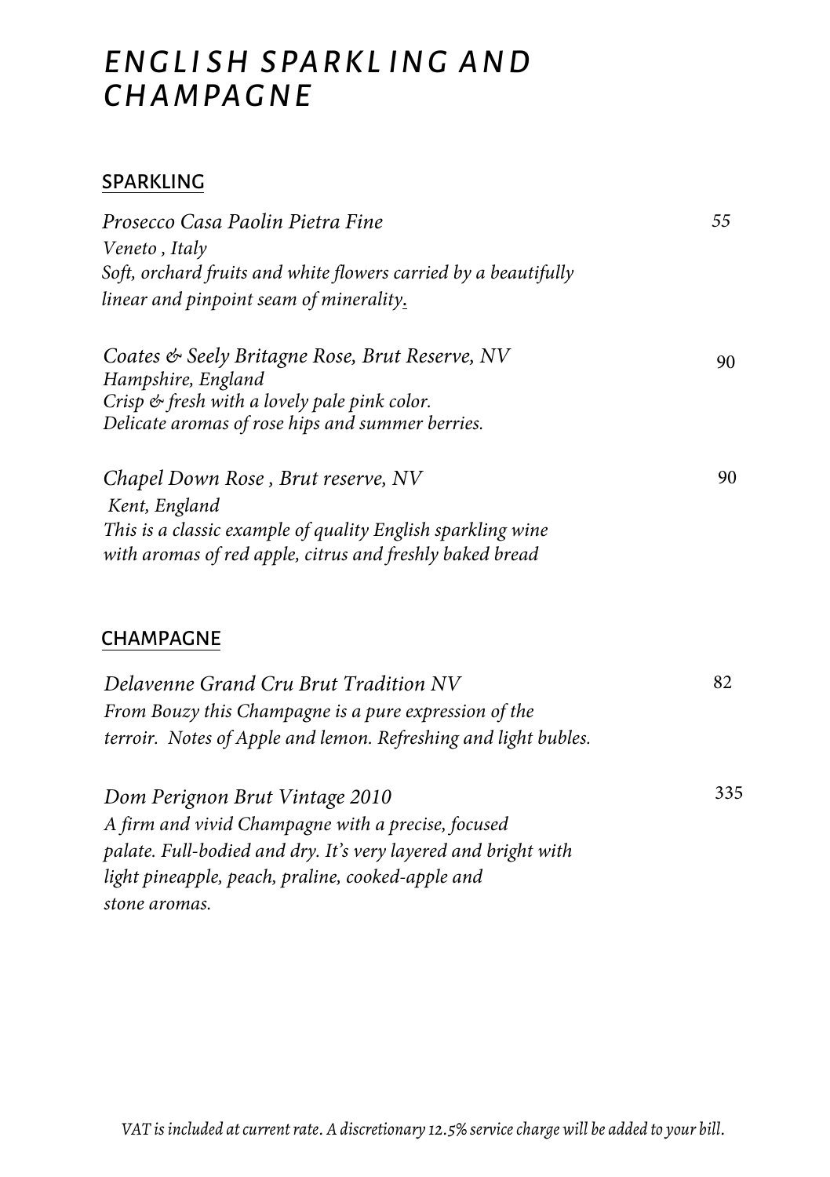# *ENGLISH SPARKLING AND CHAMPAGNE*

## SPARKLING

*Prosecco Casa Paolin Pietra Fine* — *55*
*Veneto , Italy*
*Soft, orchard fruits and white flowers carried by a beautifully linear and pinpoint seam of minerality.*

*Coates & Seely Britagne Rose, Brut Reserve, NV* — 90
*Hampshire, England*
*Crisp & fresh with a lovely pale pink color.*
*Delicate aromas of rose hips and summer berries.*

*Chapel Down Rose , Brut reserve, NV* — 90
*Kent, England*
*This is a classic example of quality English sparkling wine with aromas of red apple, citrus and freshly baked bread*

## CHAMPAGNE

*Delavenne Grand Cru Brut Tradition NV* — 82
*From Bouzy this Champagne is a pure expression of the terroir. Notes of Apple and lemon. Refreshing and light bubles.*

*Dom Perignon Brut Vintage 2010* — 335
*A firm and vivid Champagne with a precise, focused palate. Full-bodied and dry. It's very layered and bright with light pineapple, peach, praline, cooked-apple and stone aromas.*

*VAT is included at current rate. A discretionary 12.5% service charge will be added to your bill.*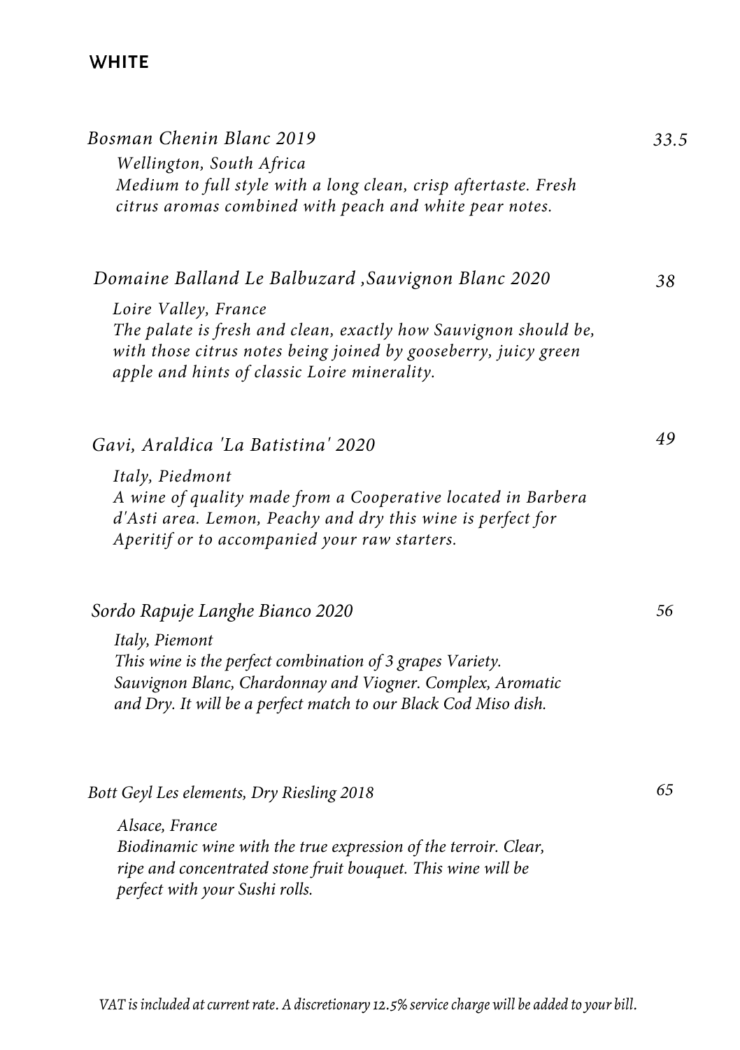## WHITE

*Bosman Chenin Blanc 2019* — *33.5*

*Wellington, South Africa*
*Medium to full style with a long clean, crisp aftertaste. Fresh citrus aromas combined with peach and white pear notes.*

*Domaine Balland Le Balbuzard ,Sauvignon Blanc 2020* — *38*

*Loire Valley, France*
*The palate is fresh and clean, exactly how Sauvignon should be, with those citrus notes being joined by gooseberry, juicy green apple and hints of classic Loire minerality.*

*Gavi, Araldica 'La Batistina' 2020* — *49*

*Italy, Piedmont*
*A wine of quality made from a Cooperative located in Barbera d'Asti area. Lemon, Peachy and dry this wine is perfect for Aperitif or to accompanied your raw starters.*

*Sordo Rapuje Langhe Bianco 2020* — *56*

*Italy, Piemont*
*This wine is the perfect combination of 3 grapes Variety. Sauvignon Blanc, Chardonnay and Viogner. Complex, Aromatic and Dry. It will be a perfect match to our Black Cod Miso dish.*

*Bott Geyl Les elements, Dry Riesling 2018* — *65*

*Alsace, France*
*Biodinamic wine with the true expression of the terroir. Clear, ripe and concentrated stone fruit bouquet. This wine will be perfect with your Sushi rolls.*

*VAT is included at current rate. A discretionary 12.5% service charge will be added to your bill.*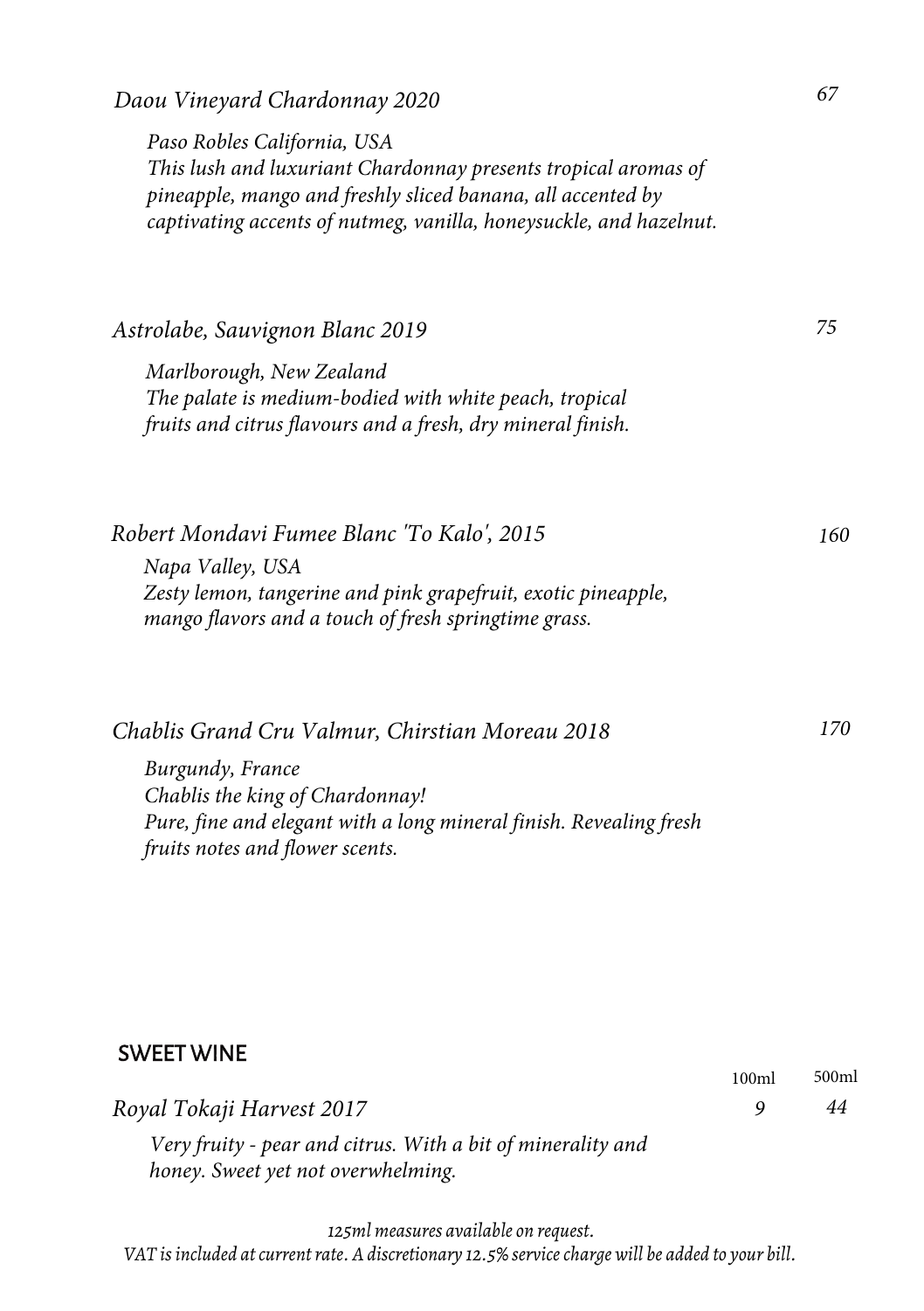*Daou Vineyard Chardonnay 2020* — *67*

*Paso Robles California, USA*
*This lush and luxuriant Chardonnay presents tropical aromas of pineapple, mango and freshly sliced banana, all accented by captivating accents of nutmeg, vanilla, honeysuckle, and hazelnut.*

*Astrolabe, Sauvignon Blanc 2019* — *75*

*Marlborough, New Zealand*
*The palate is medium-bodied with white peach, tropical fruits and citrus flavours and a fresh, dry mineral finish.*

*Robert Mondavi Fumee Blanc 'To Kalo', 2015* — *160*

*Napa Valley, USA*
*Zesty lemon, tangerine and pink grapefruit, exotic pineapple, mango flavors and a touch of fresh springtime grass.*

*Chablis Grand Cru Valmur, Chirstian Moreau 2018* — *170*

*Burgundy, France*
*Chablis the king of Chardonnay!*
*Pure, fine and elegant with a long mineral finish. Revealing fresh fruits notes and flower scents.*

## SWEET WINE

| | 100ml | 500ml |
|---|---|---|
| *Royal Tokaji Harvest 2017* | *9* | *44* |

*Very fruity - pear and citrus. With a bit of minerality and honey. Sweet yet not overwhelming.*

*125ml measures available on request.*
*VAT is included at current rate. A discretionary 12.5% service charge will be added to your bill.*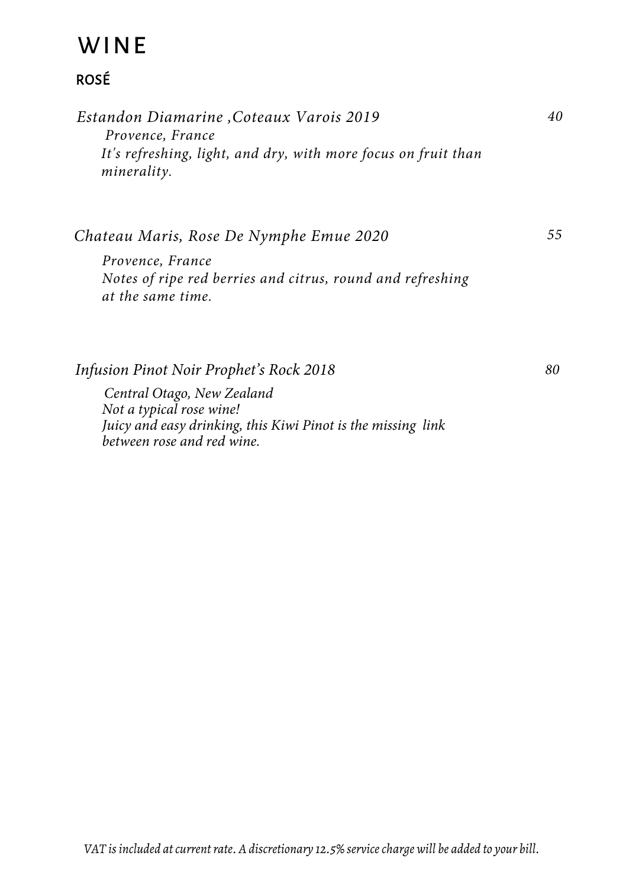# WINE

## ROSÉ

*Estandon Diamarine ,Coteaux Varois 2019* — *40*

*Provence, France*
*It's refreshing, light, and dry, with more focus on fruit than minerality.*

*Chateau Maris, Rose De Nymphe Emue 2020* — *55*

*Provence, France*
*Notes of ripe red berries and citrus, round and refreshing at the same time.*

*Infusion Pinot Noir Prophet's Rock 2018* — *80*

*Central Otago, New Zealand*
*Not a typical rose wine!*
*Juicy and easy drinking, this Kiwi Pinot is the missing link between rose and red wine.*

*VAT is included at current rate. A discretionary 12.5% service charge will be added to your bill.*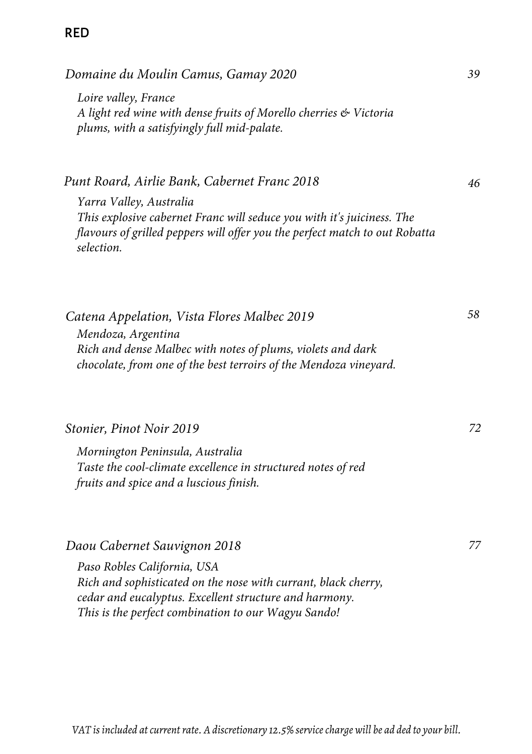## RED

*Domaine du Moulin Camus, Gamay 2020* — *39*

*Loire valley, France*
*A light red wine with dense fruits of Morello cherries & Victoria plums, with a satisfyingly full mid-palate.*

*Punt Roard, Airlie Bank, Cabernet Franc 2018* — *46*

*Yarra Valley, Australia*
*This explosive cabernet Franc will seduce you with it's juiciness. The flavours of grilled peppers will offer you the perfect match to out Robatta selection.*

*Catena Appelation, Vista Flores Malbec 2019* — *58*

*Mendoza, Argentina*
*Rich and dense Malbec with notes of plums, violets and dark chocolate, from one of the best terroirs of the Mendoza vineyard.*

*Stonier, Pinot Noir 2019* — *72*

*Mornington Peninsula, Australia*
*Taste the cool-climate excellence in structured notes of red fruits and spice and a luscious finish.*

*Daou Cabernet Sauvignon 2018* — *77*

*Paso Robles California, USA*
*Rich and sophisticated on the nose with currant, black cherry, cedar and eucalyptus. Excellent structure and harmony.*
*This is the perfect combination to our Wagyu Sando!*

*VAT is included at current rate. A discretionary 12.5% service charge will be ad ded to your bill.*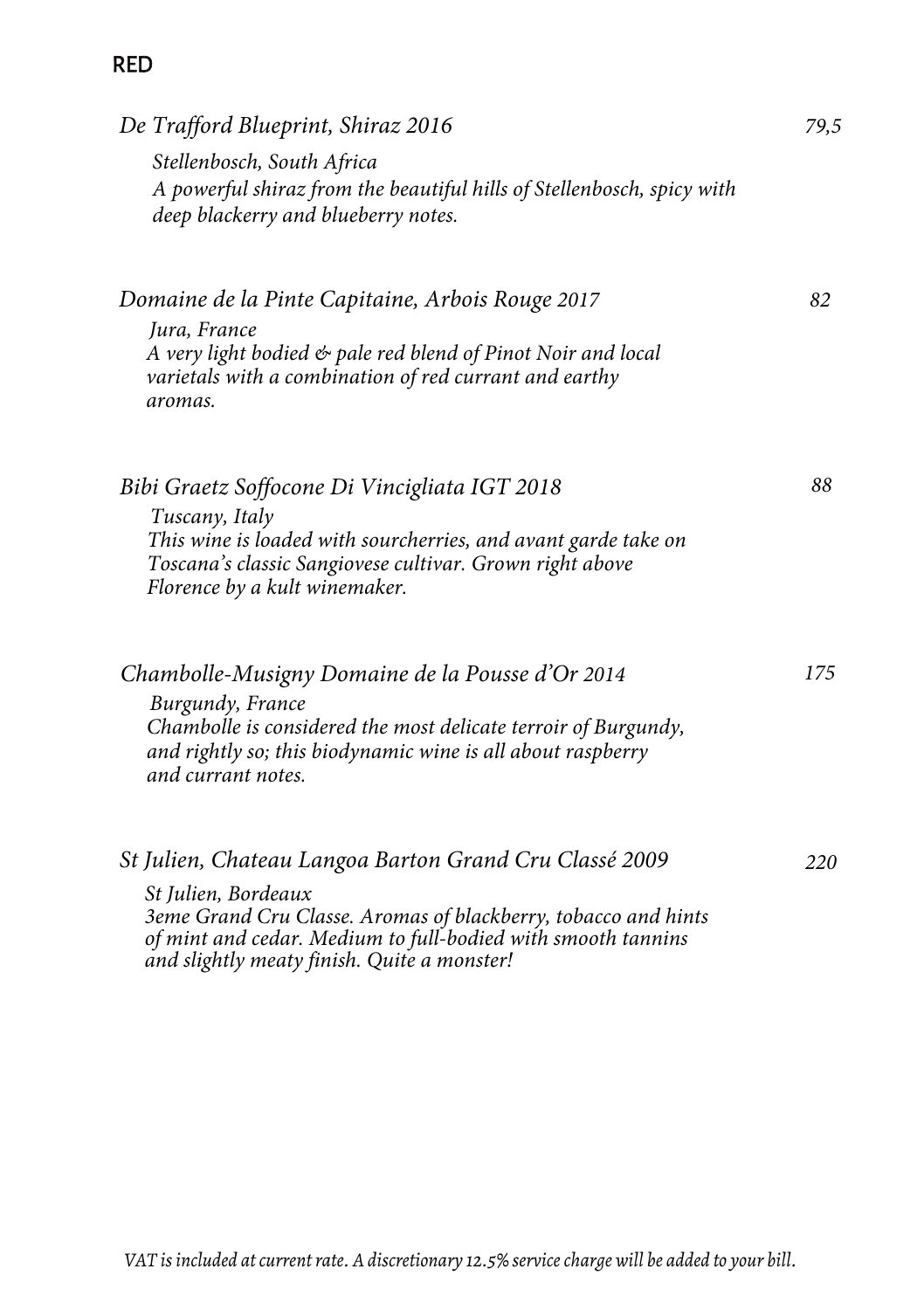## RED

*De Trafford Blueprint, Shiraz 2016* — *79,5*

*Stellenbosch, South Africa*
*A powerful shiraz from the beautiful hills of Stellenbosch, spicy with deep blackerry and blueberry notes.*

*Domaine de la Pinte Capitaine, Arbois Rouge 2017* — *82*

*Jura, France*
*A very light bodied & pale red blend of Pinot Noir and local varietals with a combination of red currant and earthy aromas.*

*Bibi Graetz Soffocone Di Vincigliata IGT 2018* — *88*

*Tuscany, Italy*
*This wine is loaded with sourcherries, and avant garde take on Toscana's classic Sangiovese cultivar. Grown right above Florence by a kult winemaker.*

*Chambolle-Musigny Domaine de la Pousse d'Or 2014* — *175*

*Burgundy, France*
*Chambolle is considered the most delicate terroir of Burgundy, and rightly so; this biodynamic wine is all about raspberry and currant notes.*

*St Julien, Chateau Langoa Barton Grand Cru Classé 2009* — *220*

*St Julien, Bordeaux*
*3eme Grand Cru Classe. Aromas of blackberry, tobacco and hints of mint and cedar. Medium to full-bodied with smooth tannins and slightly meaty finish. Quite a monster!*

*VAT is included at current rate. A discretionary 12.5% service charge will be added to your bill.*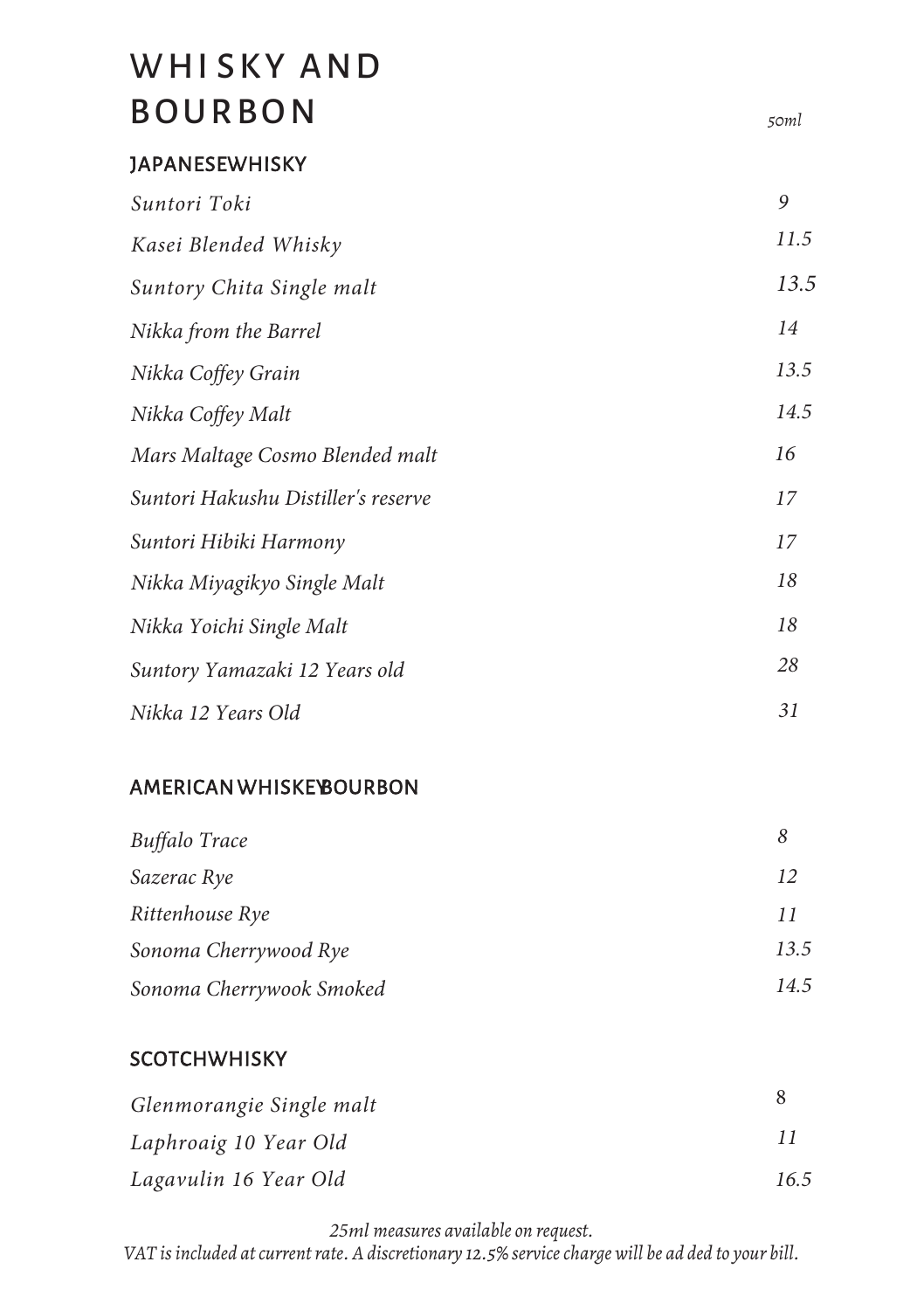# WHISKY AND BOURBON

| | 50ml |
|---|---|
| **JAPANESEWHISKY** | |
| *Suntori Toki* | *9* |
| *Kasei Blended Whisky* | *11.5* |
| *Suntory Chita Single malt* | *13.5* |
| *Nikka from the Barrel* | *14* |
| *Nikka Coffey Grain* | *13.5* |
| *Nikka Coffey Malt* | *14.5* |
| *Mars Maltage Cosmo Blended malt* | *16* |
| *Suntori Hakushu Distiller's reserve* | *17* |
| *Suntori Hibiki Harmony* | *17* |
| *Nikka Miyagikyo Single Malt* | *18* |
| *Nikka Yoichi Single Malt* | *18* |
| *Suntory Yamazaki 12 Years old* | *28* |
| *Nikka 12 Years Old* | *31* |
| **AMERICANWHISKEYBOURBON** | |
| *Buffalo Trace* | *8* |
| *Sazerac Rye* | *12* |
| *Rittenhouse Rye* | *11* |
| *Sonoma Cherrywood Rye* | *13.5* |
| *Sonoma Cherrywook Smoked* | *14.5* |
| **SCOTCHWHISKY** | |
| *Glenmorangie Single malt* | 8 |
| *Laphroaig 10 Year Old* | *11* |
| *Lagavulin 16 Year Old* | *16.5* |

*25ml measures available on request.*
*VAT is included at current rate. A discretionary 12.5% service charge will be ad ded to your bill.*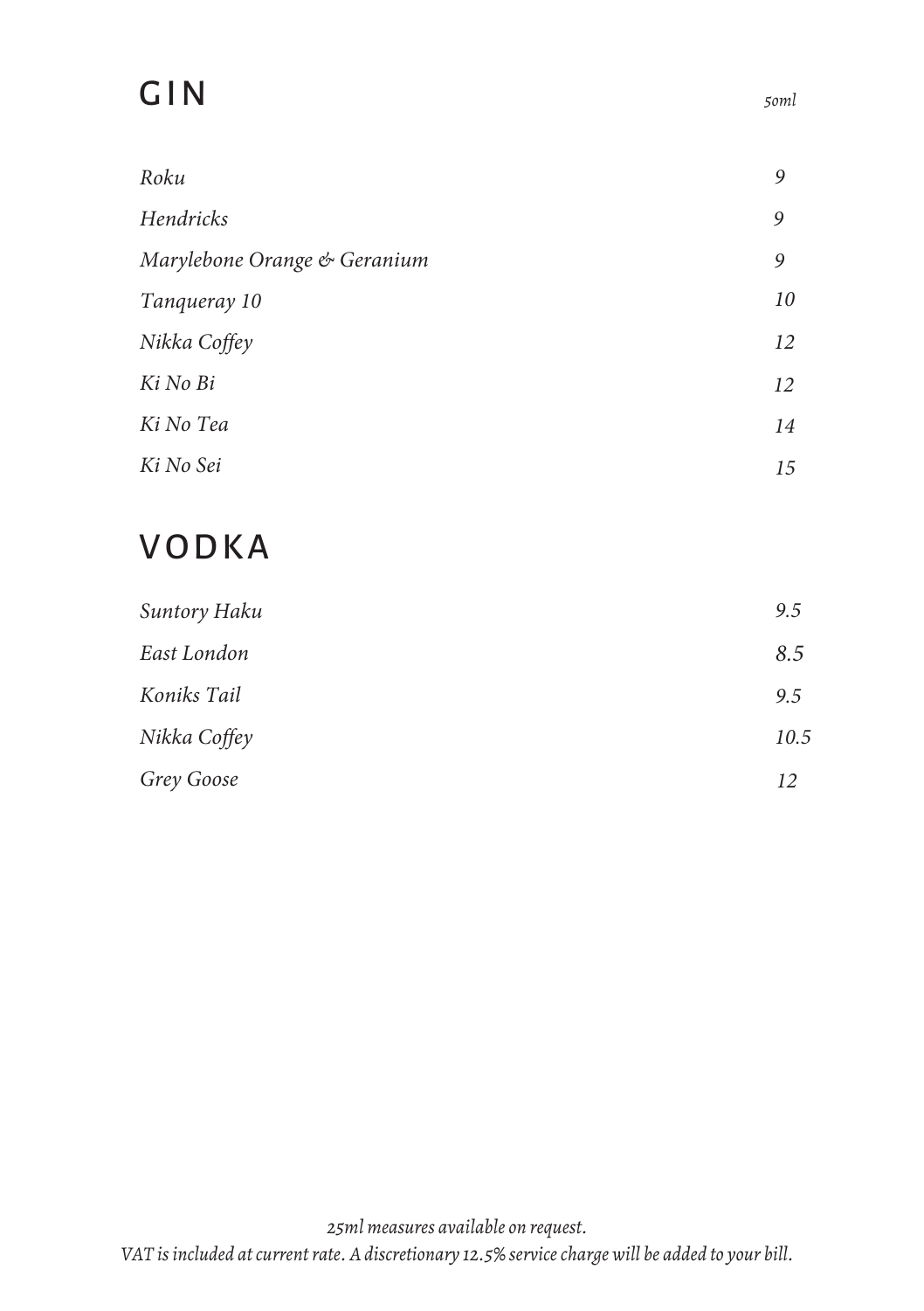# GIN

| | *50ml* |
|---|---|
| *Roku* | *9* |
| *Hendricks* | *9* |
| *Marylebone Orange & Geranium* | *9* |
| *Tanqueray 10* | *10* |
| *Nikka Coffey* | *12* |
| *Ki No Bi* | *12* |
| *Ki No Tea* | *14* |
| *Ki No Sei* | *15* |

# VODKA

| | |
|---|---|
| *Suntory Haku* | *9.5* |
| *East London* | *8.5* |
| *Koniks Tail* | *9.5* |
| *Nikka Coffey* | *10.5* |
| *Grey Goose* | *12* |

*25ml measures available on request.*
*VAT is included at current rate. A discretionary 12.5% service charge will be added to your bill.*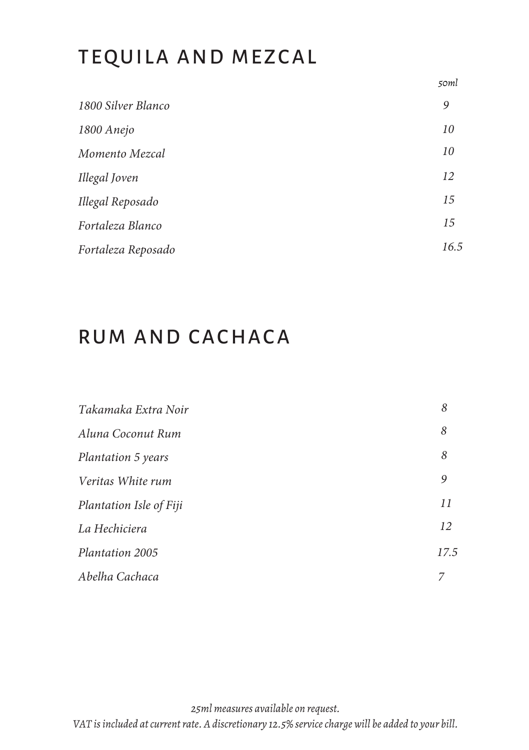# TEQUILA AND MEZCAL

| | *50ml* |
|---|---|
| *1800 Silver Blanco* | *9* |
| *1800 Anejo* | *10* |
| *Momento Mezcal* | *10* |
| *Illegal Joven* | *12* |
| *Illegal Reposado* | *15* |
| *Fortaleza Blanco* | *15* |
| *Fortaleza Reposado* | *16.5* |

# RUM AND CACHACA

| | |
|---|---|
| *Takamaka Extra Noir* | *8* |
| *Aluna Coconut Rum* | *8* |
| *Plantation 5 years* | *8* |
| *Veritas White rum* | *9* |
| *Plantation Isle of Fiji* | *11* |
| *La Hechiciera* | *12* |
| *Plantation 2005* | *17.5* |
| *Abelha Cachaca* | *7* |

*25ml measures available on request.*
*VAT is included at current rate. A discretionary 12.5% service charge will be added to your bill.*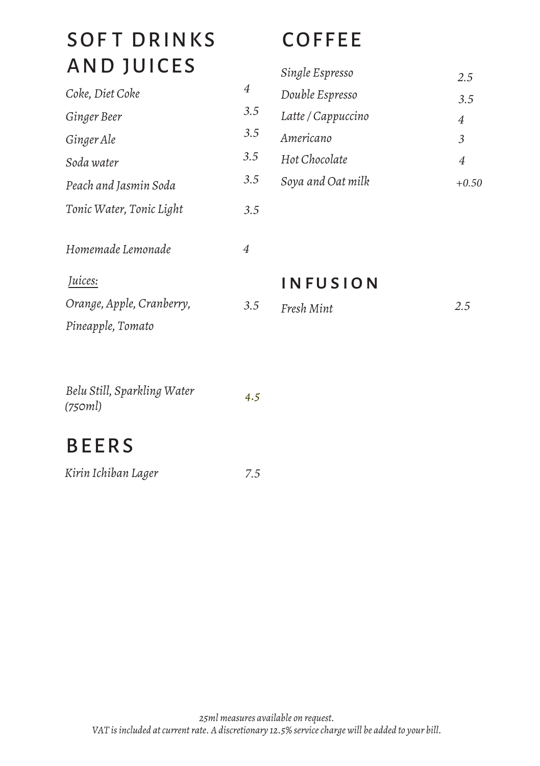## SOFT DRINKS AND JUICES

| | |
|---|---|
| *Coke, Diet Coke* | *4* |
| *Ginger Beer* | *3.5* |
| *Ginger Ale* | *3.5* |
| *Soda water* | *3.5* |
| *Peach and Jasmin Soda* | *3.5* |
| *Tonic Water, Tonic Light* | *3.5* |
| *Homemade Lemonade* | *4* |

*Juices:*

| | |
|---|---|
| *Orange, Apple, Cranberry, Pineapple, Tomato* | *3.5* |
| *Belu Still, Sparkling Water (750ml)* | *4.5* |

## BEERS

| | |
|---|---|
| *Kirin Ichiban Lager* | *7.5* |

## COFFEE

| | |
|---|---|
| *Single Espresso* | *2.5* |
| *Double Espresso* | *3.5* |
| *Latte / Cappuccino* | *4* |
| *Americano* | *3* |
| *Hot Chocolate* | *4* |
| *Soya and Oat milk* | *+0.50* |

## INFUSION

| | |
|---|---|
| *Fresh Mint* | *2.5* |

*25ml measures available on request.*
*VAT is included at current rate. A discretionary 12.5% service charge will be added to your bill.*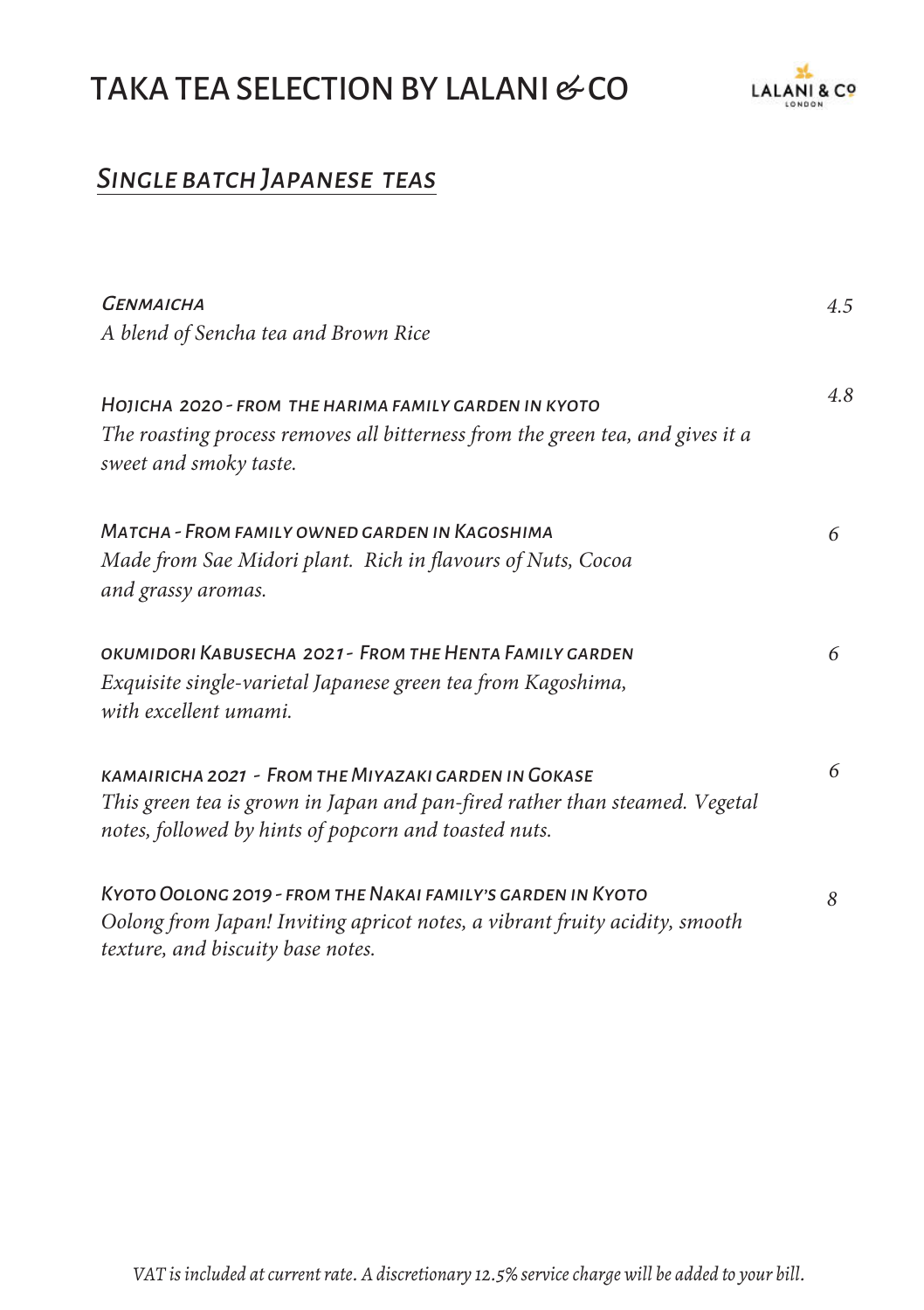# TAKA TEA SELECTION BY LALANI & CO

LALANI & CO
LONDON

## *Single batch Japanese teas*

| | |
|---|---|
| ***Genmaicha***<br>*A blend of Sencha tea and Brown Rice* | *4.5* |
| ***Hojicha 2020 - from the Harima family garden in Kyoto***<br>*The roasting process removes all bitterness from the green tea, and gives it a sweet and smoky taste.* | *4.8* |
| ***Matcha - From family owned garden in Kagoshima***<br>*Made from Sae Midori plant. Rich in flavours of Nuts, Cocoa and grassy aromas.* | *6* |
| ***okumidori Kabusecha 2021 - From the Henta Family garden***<br>*Exquisite single-varietal Japanese green tea from Kagoshima, with excellent umami.* | *6* |
| ***kamairicha 2021 - From the Miyazaki garden in Gokase***<br>*This green tea is grown in Japan and pan-fired rather than steamed. Vegetal notes, followed by hints of popcorn and toasted nuts.* | *6* |
| ***Kyoto Oolong 2019 - from the Nakai family's garden in Kyoto***<br>*Oolong from Japan! Inviting apricot notes, a vibrant fruity acidity, smooth texture, and biscuity base notes.* | *8* |

*VAT is included at current rate. A discretionary 12.5% service charge will be added to your bill.*